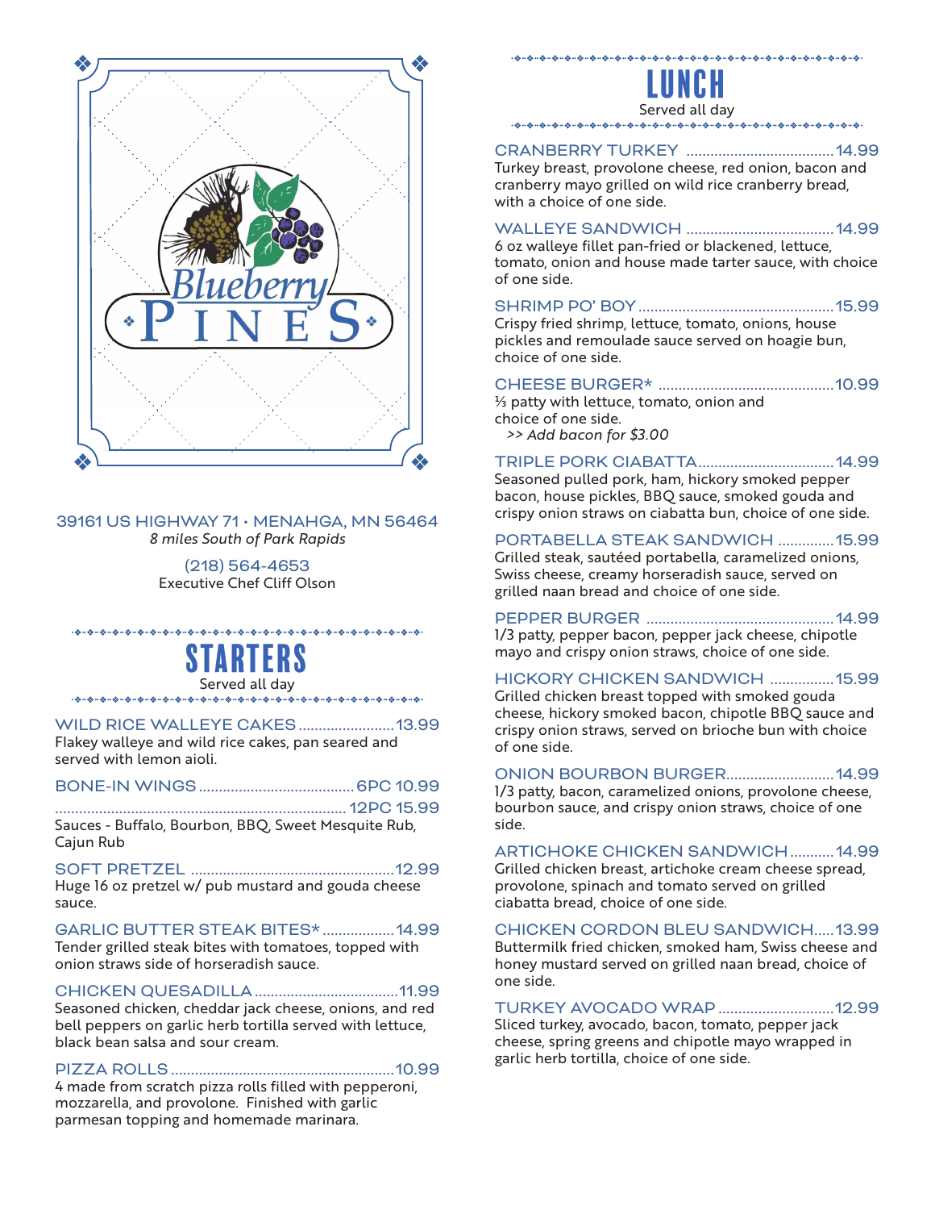# Blueberry PINES

39161 US HIGHWAY 71 • MENAHGA, MN 56464
*8 miles South of Park Rapids*

(218) 564-4653
Executive Chef Cliff Olson

## STARTERS

Served all day

**WILD RICE WALLEYE CAKES** ........................ 13.99
Flakey walleye and wild rice cakes, pan seared and served with lemon aioli.

**BONE-IN WINGS** ........................ 6PC 10.99
........................ 12PC 15.99
Sauces - Buffalo, Bourbon, BBQ, Sweet Mesquite Rub, Cajun Rub

**SOFT PRETZEL** ........................ 12.99
Huge 16 oz pretzel w/ pub mustard and gouda cheese sauce.

**GARLIC BUTTER STEAK BITES*** ........................ 14.99
Tender grilled steak bites with tomatoes, topped with onion straws side of horseradish sauce.

**CHICKEN QUESADILLA** ........................ 11.99
Seasoned chicken, cheddar jack cheese, onions, and red bell peppers on garlic herb tortilla served with lettuce, black bean salsa and sour cream.

**PIZZA ROLLS** ........................ 10.99
4 made from scratch pizza rolls filled with pepperoni, mozzarella, and provolone. Finished with garlic parmesan topping and homemade marinara.

## LUNCH

Served all day

**CRANBERRY TURKEY** ........................ 14.99
Turkey breast, provolone cheese, red onion, bacon and cranberry mayo grilled on wild rice cranberry bread, with a choice of one side.

**WALLEYE SANDWICH** ........................ 14.99
6 oz walleye fillet pan-fried or blackened, lettuce, tomato, onion and house made tartar sauce, with choice of one side.

**SHRIMP PO' BOY** ........................ 15.99
Crispy fried shrimp, lettuce, tomato, onions, house pickles and remoulade sauce served on hoagie bun, choice of one side.

**CHEESE BURGER*** ........................ 10.99
⅓ patty with lettuce, tomato, onion and choice of one side.
*>> Add bacon for $3.00*

**TRIPLE PORK CIABATTA** ........................ 14.99
Seasoned pulled pork, ham, hickory smoked pepper bacon, house pickles, BBQ sauce, smoked gouda and crispy onion straws on ciabatta bun, choice of one side.

**PORTABELLA STEAK SANDWICH** ........................ 15.99
Grilled steak, sautéed portabella, caramelized onions, Swiss cheese, creamy horseradish sauce, served on grilled naan bread and choice of one side.

**PEPPER BURGER** ........................ 14.99
1/3 patty, pepper bacon, pepper jack cheese, chipotle mayo and crispy onion straws, choice of one side.

**HICKORY CHICKEN SANDWICH** ........................ 15.99
Grilled chicken breast topped with smoked gouda cheese, hickory smoked bacon, chipotle BBQ sauce and crispy onion straws, served on brioche bun with choice of one side.

**ONION BOURBON BURGER** ........................ 14.99
1/3 patty, bacon, caramelized onions, provolone cheese, bourbon sauce, and crispy onion straws, choice of one side.

**ARTICHOKE CHICKEN SANDWICH** ........................ 14.99
Grilled chicken breast, artichoke cream cheese spread, provolone, spinach and tomato served on grilled ciabatta bread, choice of one side.

**CHICKEN CORDON BLEU SANDWICH** ........................ 13.99
Buttermilk fried chicken, smoked ham, Swiss cheese and honey mustard served on grilled naan bread, choice of one side.

**TURKEY AVOCADO WRAP** ........................ 12.99
Sliced turkey, avocado, bacon, tomato, pepper jack cheese, spring greens and chipotle mayo wrapped in garlic herb tortilla, choice of one side.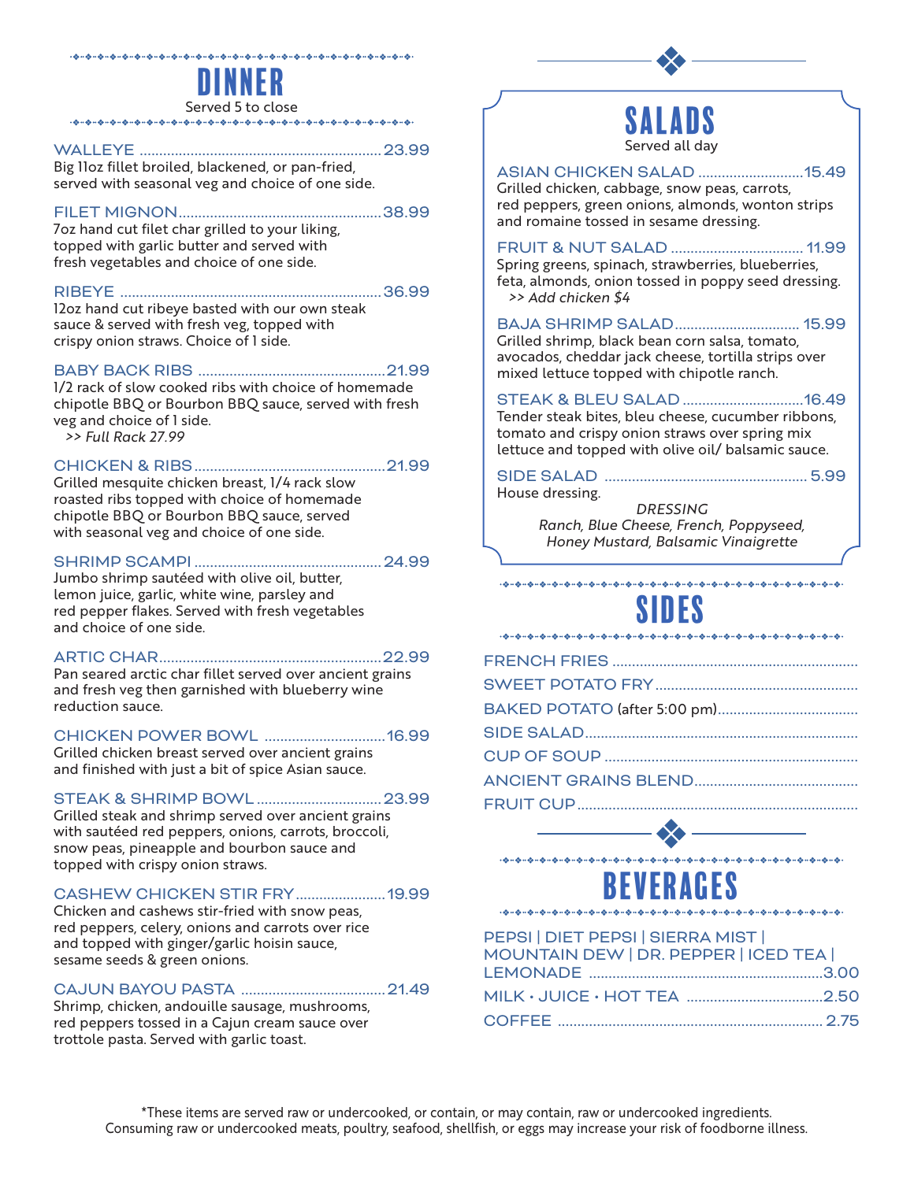# DINNER

Served 5 to close

**WALLEYE** ........ 23.99
Big 11oz fillet broiled, blackened, or pan-fried, served with seasonal veg and choice of one side.

**FILET MIGNON** ........ 38.99
7oz hand cut filet char grilled to your liking, topped with garlic butter and served with fresh vegetables and choice of one side.

**RIBEYE** ........ 36.99
12oz hand cut ribeye basted with our own steak sauce & served with fresh veg, topped with crispy onion straws. Choice of 1 side.

**BABY BACK RIBS** ........ 21.99
1/2 rack of slow cooked ribs with choice of homemade chipotle BBQ or Bourbon BBQ sauce, served with fresh veg and choice of 1 side.
*>> Full Rack 27.99*

**CHICKEN & RIBS** ........ 21.99
Grilled mesquite chicken breast, 1/4 rack slow roasted ribs topped with choice of homemade chipotle BBQ or Bourbon BBQ sauce, served with seasonal veg and choice of one side.

**SHRIMP SCAMPI** ........ 24.99
Jumbo shrimp sautéed with olive oil, butter, lemon juice, garlic, white wine, parsley and red pepper flakes. Served with fresh vegetables and choice of one side.

**ARTIC CHAR** ........ 22.99
Pan seared arctic char fillet served over ancient grains and fresh veg then garnished with blueberry wine reduction sauce.

**CHICKEN POWER BOWL** ........ 16.99
Grilled chicken breast served over ancient grains and finished with just a bit of spice Asian sauce.

**STEAK & SHRIMP BOWL** ........ 23.99
Grilled steak and shrimp served over ancient grains with sautéed red peppers, onions, carrots, broccoli, snow peas, pineapple and bourbon sauce and topped with crispy onion straws.

**CASHEW CHICKEN STIR FRY** ........ 19.99
Chicken and cashews stir-fried with snow peas, red peppers, celery, onions and carrots over rice and topped with ginger/garlic hoisin sauce, sesame seeds & green onions.

**CAJUN BAYOU PASTA** ........ 21.49
Shrimp, chicken, andouille sausage, mushrooms, red peppers tossed in a Cajun cream sauce over trottole pasta. Served with garlic toast.

# SALADS

Served all day

**ASIAN CHICKEN SALAD** ........ 15.49
Grilled chicken, cabbage, snow peas, carrots, red peppers, green onions, almonds, wonton strips and romaine tossed in sesame dressing.

**FRUIT & NUT SALAD** ........ 11.99
Spring greens, spinach, strawberries, blueberries, feta, almonds, onion tossed in poppy seed dressing.
*>> Add chicken $4*

**BAJA SHRIMP SALAD** ........ 15.99
Grilled shrimp, black bean corn salsa, tomato, avocados, cheddar jack cheese, tortilla strips over mixed lettuce topped with chipotle ranch.

**STEAK & BLEU SALAD** ........ 16.49
Tender steak bites, bleu cheese, cucumber ribbons, tomato and crispy onion straws over spring mix lettuce and topped with olive oil/ balsamic sauce.

**SIDE SALAD** ........ 5.99
House dressing.

*DRESSING*
*Ranch, Blue Cheese, French, Poppyseed, Honey Mustard, Balsamic Vinaigrette*

# SIDES

- FRENCH FRIES
- SWEET POTATO FRY
- BAKED POTATO (after 5:00 pm)
- SIDE SALAD
- CUP OF SOUP
- ANCIENT GRAINS BLEND
- FRUIT CUP

# BEVERAGES

**PEPSI | DIET PEPSI | SIERRA MIST | MOUNTAIN DEW | DR. PEPPER | ICED TEA | LEMONADE** ........ 3.00

**MILK • JUICE • HOT TEA** ........ 2.50

**COFFEE** ........ 2.75

*These items are served raw or undercooked, or contain, or may contain, raw or undercooked ingredients. Consuming raw or undercooked meats, poultry, seafood, shellfish, or eggs may increase your risk of foodborne illness.